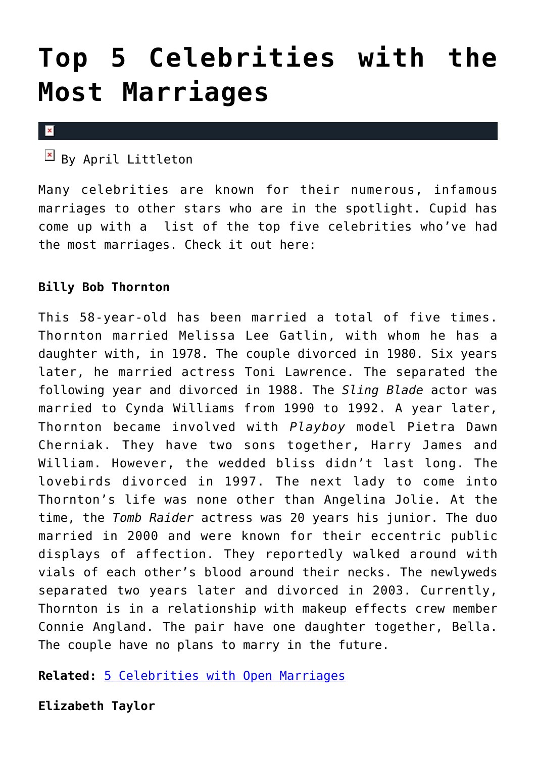# Top 5 Celebrities with the Most Marriages

By April Littleton

Many celebrities are known for their numerous, infamous marriages to other stars who are in the spotlight. Cupid has come up with a  list of the top five celebrities who've had the most marriages. Check it out here:

**Billy Bob Thornton**

This 58-year-old has been married a total of five times. Thornton married Melissa Lee Gatlin, with whom he has a daughter with, in 1978. The couple divorced in 1980. Six years later, he married actress Toni Lawrence. The separated the following year and divorced in 1988. The *Sling Blade* actor was married to Cynda Williams from 1990 to 1992. A year later, Thornton became involved with *Playboy* model Pietra Dawn Cherniak. They have two sons together, Harry James and William. However, the wedded bliss didn't last long. The lovebirds divorced in 1997. The next lady to come into Thornton's life was none other than Angelina Jolie. At the time, the *Tomb Raider* actress was 20 years his junior. The duo married in 2000 and were known for their eccentric public displays of affection. They reportedly walked around with vials of each other's blood around their necks. The newlyweds separated two years later and divorced in 2003. Currently, Thornton is in a relationship with makeup effects crew member Connie Angland. The pair have one daughter together, Bella. The couple have no plans to marry in the future.

**Related:** 5 Celebrities with Open Marriages

**Elizabeth Taylor**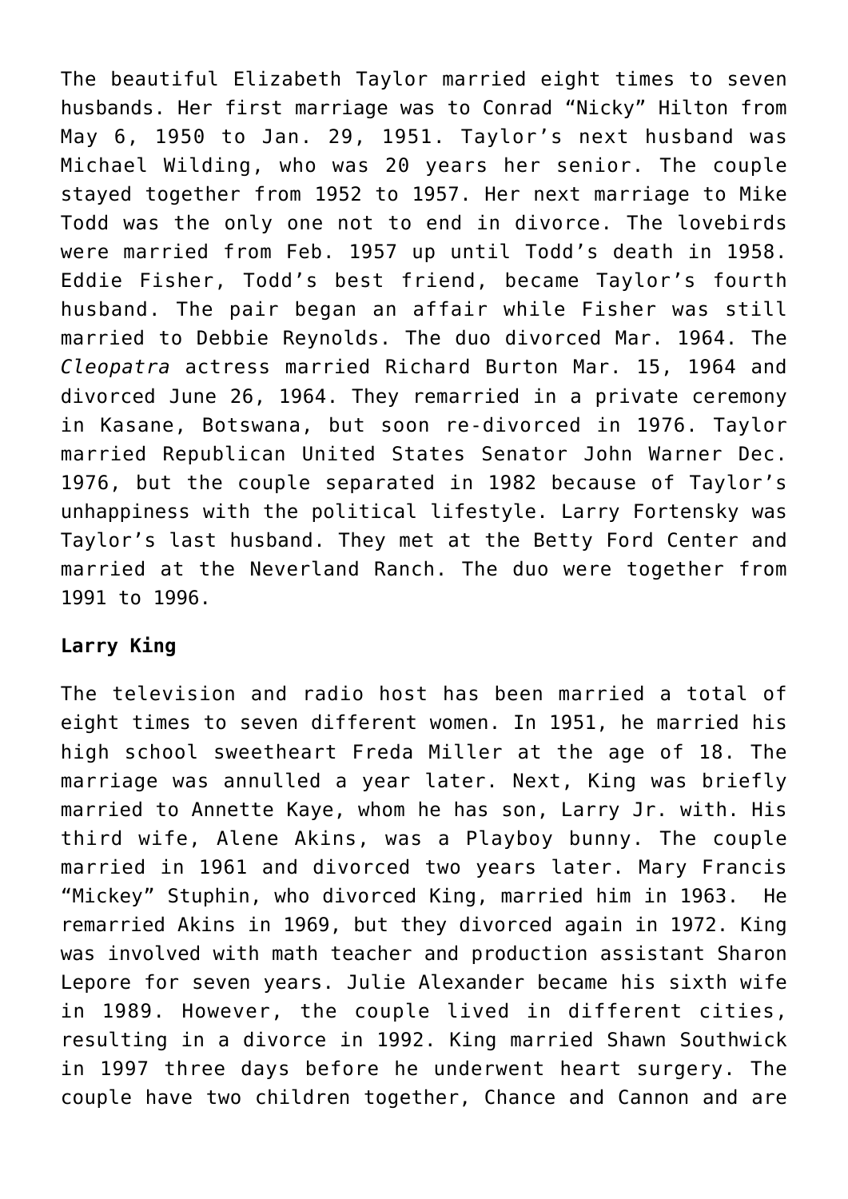The beautiful Elizabeth Taylor married eight times to seven husbands. Her first marriage was to Conrad "Nicky" Hilton from May 6, 1950 to Jan. 29, 1951. Taylor's next husband was Michael Wilding, who was 20 years her senior. The couple stayed together from 1952 to 1957. Her next marriage to Mike Todd was the only one not to end in divorce. The lovebirds were married from Feb. 1957 up until Todd's death in 1958. Eddie Fisher, Todd's best friend, became Taylor's fourth husband. The pair began an affair while Fisher was still married to Debbie Reynolds. The duo divorced Mar. 1964. The *Cleopatra* actress married Richard Burton Mar. 15, 1964 and divorced June 26, 1964. They remarried in a private ceremony in Kasane, Botswana, but soon re-divorced in 1976. Taylor married Republican United States Senator John Warner Dec. 1976, but the couple separated in 1982 because of Taylor's unhappiness with the political lifestyle. Larry Fortensky was Taylor's last husband. They met at the Betty Ford Center and married at the Neverland Ranch. The duo were together from 1991 to 1996.

**Larry King**

The television and radio host has been married a total of eight times to seven different women. In 1951, he married his high school sweetheart Freda Miller at the age of 18. The marriage was annulled a year later. Next, King was briefly married to Annette Kaye, whom he has son, Larry Jr. with. His third wife, Alene Akins, was a Playboy bunny. The couple married in 1961 and divorced two years later. Mary Francis "Mickey" Stuphin, who divorced King, married him in 1963. He remarried Akins in 1969, but they divorced again in 1972. King was involved with math teacher and production assistant Sharon Lepore for seven years. Julie Alexander became his sixth wife in 1989. However, the couple lived in different cities, resulting in a divorce in 1992. King married Shawn Southwick in 1997 three days before he underwent heart surgery. The couple have two children together, Chance and Cannon and are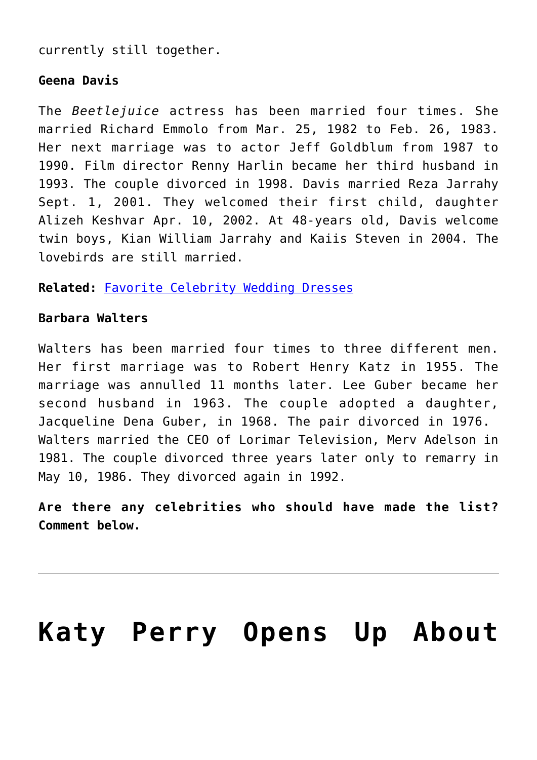currently still together.

**Geena Davis**

The *Beetlejuice* actress has been married four times. She married Richard Emmolo from Mar. 25, 1982 to Feb. 26, 1983. Her next marriage was to actor Jeff Goldblum from 1987 to 1990. Film director Renny Harlin became her third husband in 1993. The couple divorced in 1998. Davis married Reza Jarrahy Sept. 1, 2001. They welcomed their first child, daughter Alizeh Keshvar Apr. 10, 2002. At 48-years old, Davis welcome twin boys, Kian William Jarrahy and Kaiis Steven in 2004. The lovebirds are still married.

**Related:** Favorite Celebrity Wedding Dresses

**Barbara Walters**

Walters has been married four times to three different men. Her first marriage was to Robert Henry Katz in 1955. The marriage was annulled 11 months later. Lee Guber became her second husband in 1963. The couple adopted a daughter, Jacqueline Dena Guber, in 1968. The pair divorced in 1976. Walters married the CEO of Lorimar Television, Merv Adelson in 1981. The couple divorced three years later only to remarry in May 10, 1986. They divorced again in 1992.

**Are there any celebrities who should have made the list? Comment below.**

---

# Katy Perry Opens Up About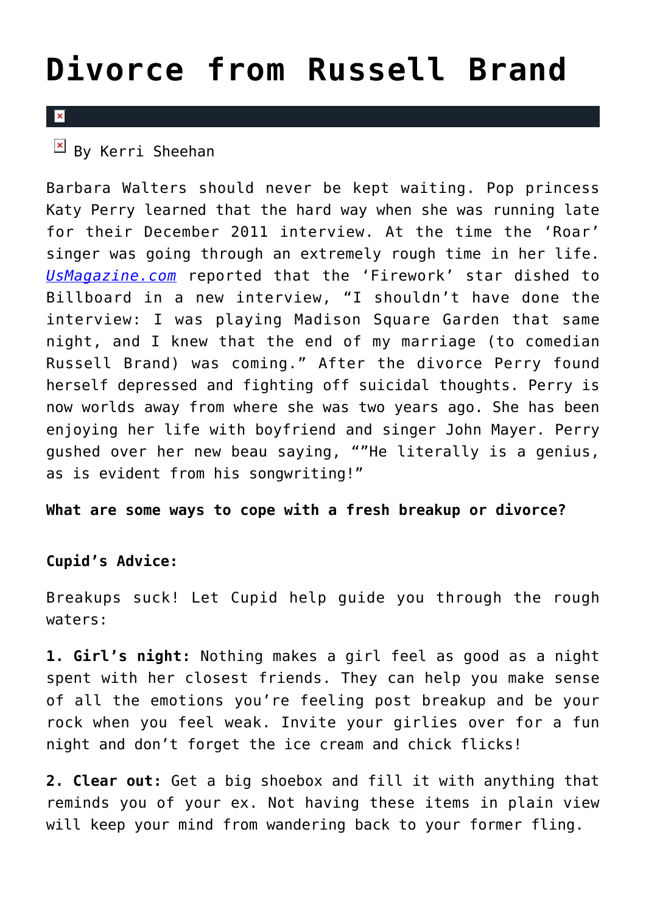# Divorce from Russell Brand

By Kerri Sheehan

Barbara Walters should never be kept waiting. Pop princess Katy Perry learned that the hard way when she was running late for their December 2011 interview. At the time the 'Roar' singer was going through an extremely rough time in her life. *UsMagazine.com* reported that the 'Firework' star dished to Billboard in a new interview, "I shouldn't have done the interview: I was playing Madison Square Garden that same night, and I knew that the end of my marriage (to comedian Russell Brand) was coming." After the divorce Perry found herself depressed and fighting off suicidal thoughts. Perry is now worlds away from where she was two years ago. She has been enjoying her life with boyfriend and singer John Mayer. Perry gushed over her new beau saying, ""He literally is a genius, as is evident from his songwriting!"

**What are some ways to cope with a fresh breakup or divorce?**

**Cupid's Advice:**

Breakups suck! Let Cupid help guide you through the rough waters:

**1. Girl's night:** Nothing makes a girl feel as good as a night spent with her closest friends. They can help you make sense of all the emotions you're feeling post breakup and be your rock when you feel weak. Invite your girlies over for a fun night and don't forget the ice cream and chick flicks!

**2. Clear out:** Get a big shoebox and fill it with anything that reminds you of your ex. Not having these items in plain view will keep your mind from wandering back to your former fling.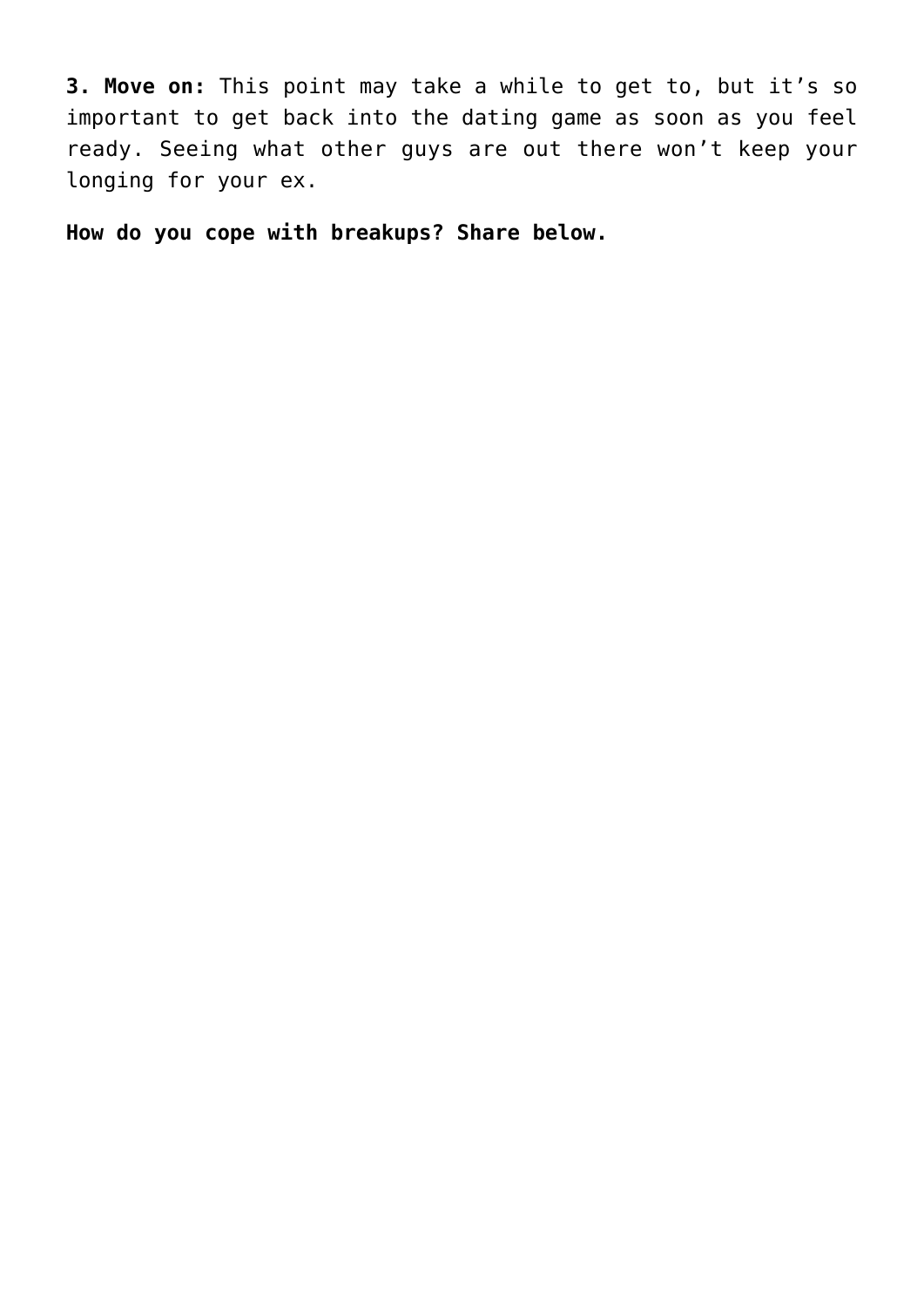**3. Move on:** This point may take a while to get to, but it's so important to get back into the dating game as soon as you feel ready. Seeing what other guys are out there won't keep your longing for your ex.

**How do you cope with breakups? Share below.**